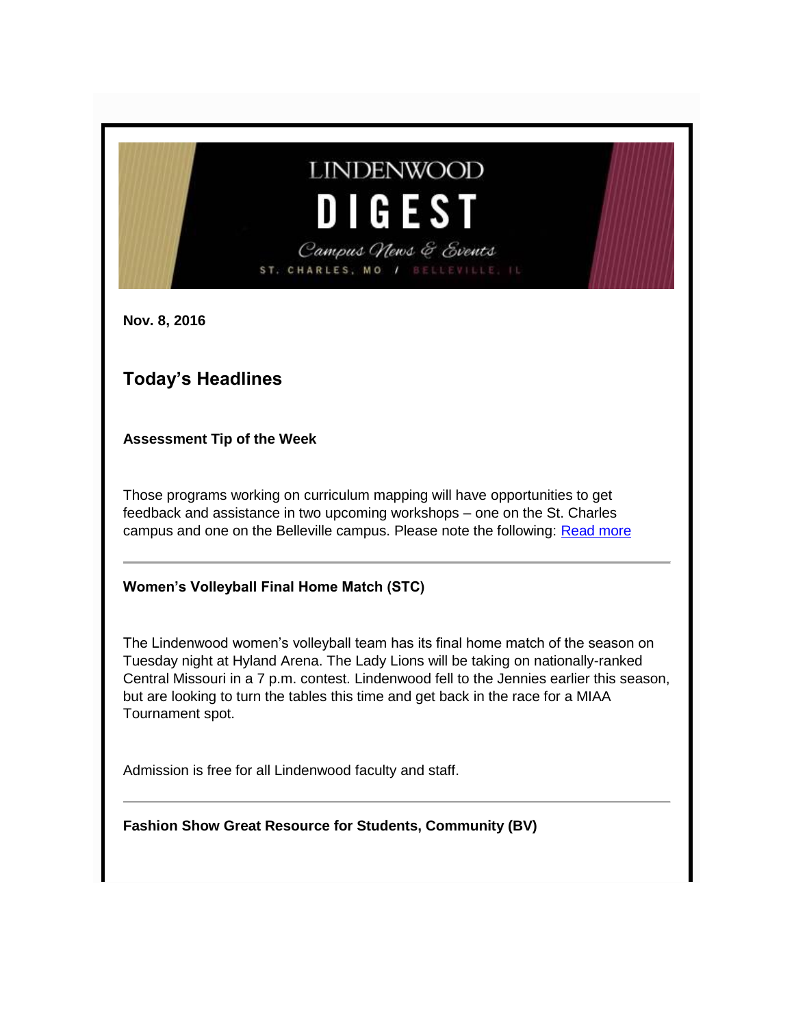LINDENWOOD

# DIGEST

*Campus News & Events*

ST. CHARLES, MO / BELLEVILLE, IL

**Nov. 8, 2016**

## Today's Headlines

### Assessment Tip of the Week

Those programs working on curriculum mapping will have opportunities to get feedback and assistance in two upcoming workshops – one on the St. Charles campus and one on the Belleville campus. Please note the following: [Read more]()

---

### Women's Volleyball Final Home Match (STC)

The Lindenwood women's volleyball team has its final home match of the season on Tuesday night at Hyland Arena. The Lady Lions will be taking on nationally-ranked Central Missouri in a 7 p.m. contest. Lindenwood fell to the Jennies earlier this season, but are looking to turn the tables this time and get back in the race for a MIAA Tournament spot.

Admission is free for all Lindenwood faculty and staff.

---

### Fashion Show Great Resource for Students, Community (BV)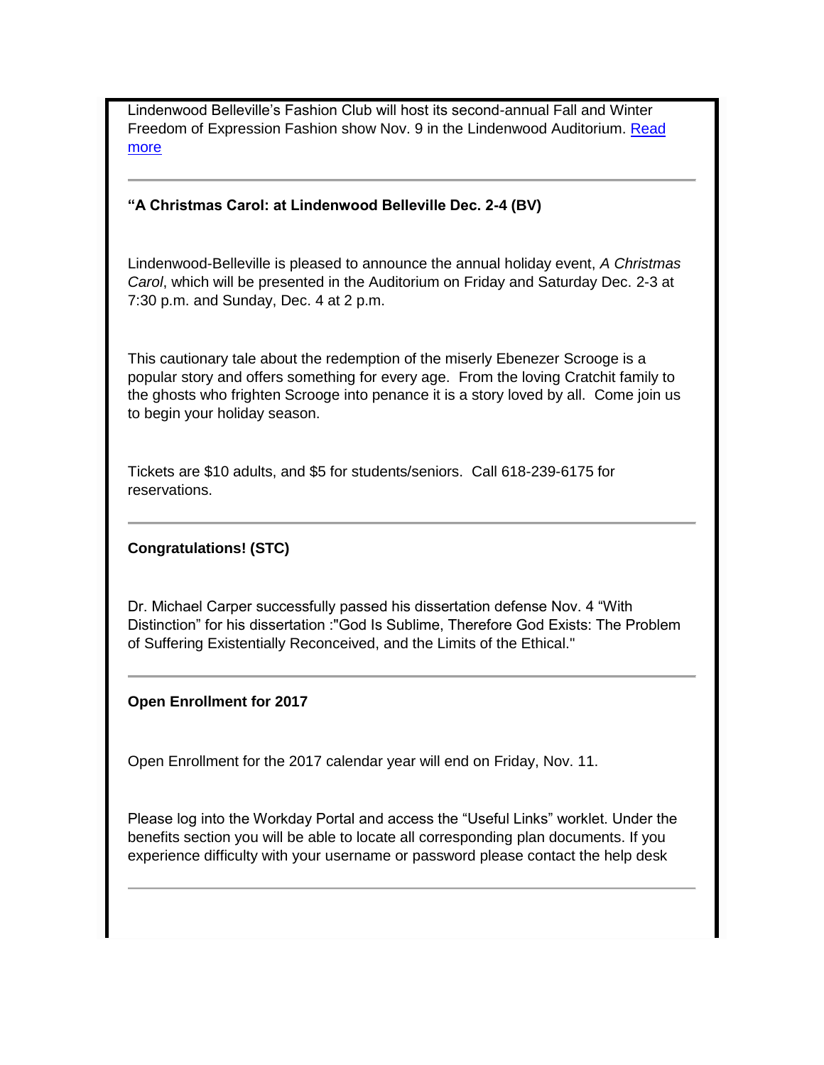Lindenwood Belleville's Fashion Club will host its second-annual Fall and Winter Freedom of Expression Fashion show Nov. 9 in the Lindenwood Auditorium. [Read more]

---

**"A Christmas Carol: at Lindenwood Belleville Dec. 2-4 (BV)**

Lindenwood-Belleville is pleased to announce the annual holiday event, *A Christmas Carol*, which will be presented in the Auditorium on Friday and Saturday Dec. 2-3 at 7:30 p.m. and Sunday, Dec. 4 at 2 p.m.

This cautionary tale about the redemption of the miserly Ebenezer Scrooge is a popular story and offers something for every age. From the loving Cratchit family to the ghosts who frighten Scrooge into penance it is a story loved by all. Come join us to begin your holiday season.

Tickets are $10 adults, and $5 for students/seniors. Call 618-239-6175 for reservations.

---

**Congratulations! (STC)**

Dr. Michael Carper successfully passed his dissertation defense Nov. 4 "With Distinction" for his dissertation :"God Is Sublime, Therefore God Exists: The Problem of Suffering Existentially Reconceived, and the Limits of the Ethical."

---

**Open Enrollment for 2017**

Open Enrollment for the 2017 calendar year will end on Friday, Nov. 11.

Please log into the Workday Portal and access the "Useful Links" worklet. Under the benefits section you will be able to locate all corresponding plan documents. If you experience difficulty with your username or password please contact the help desk

---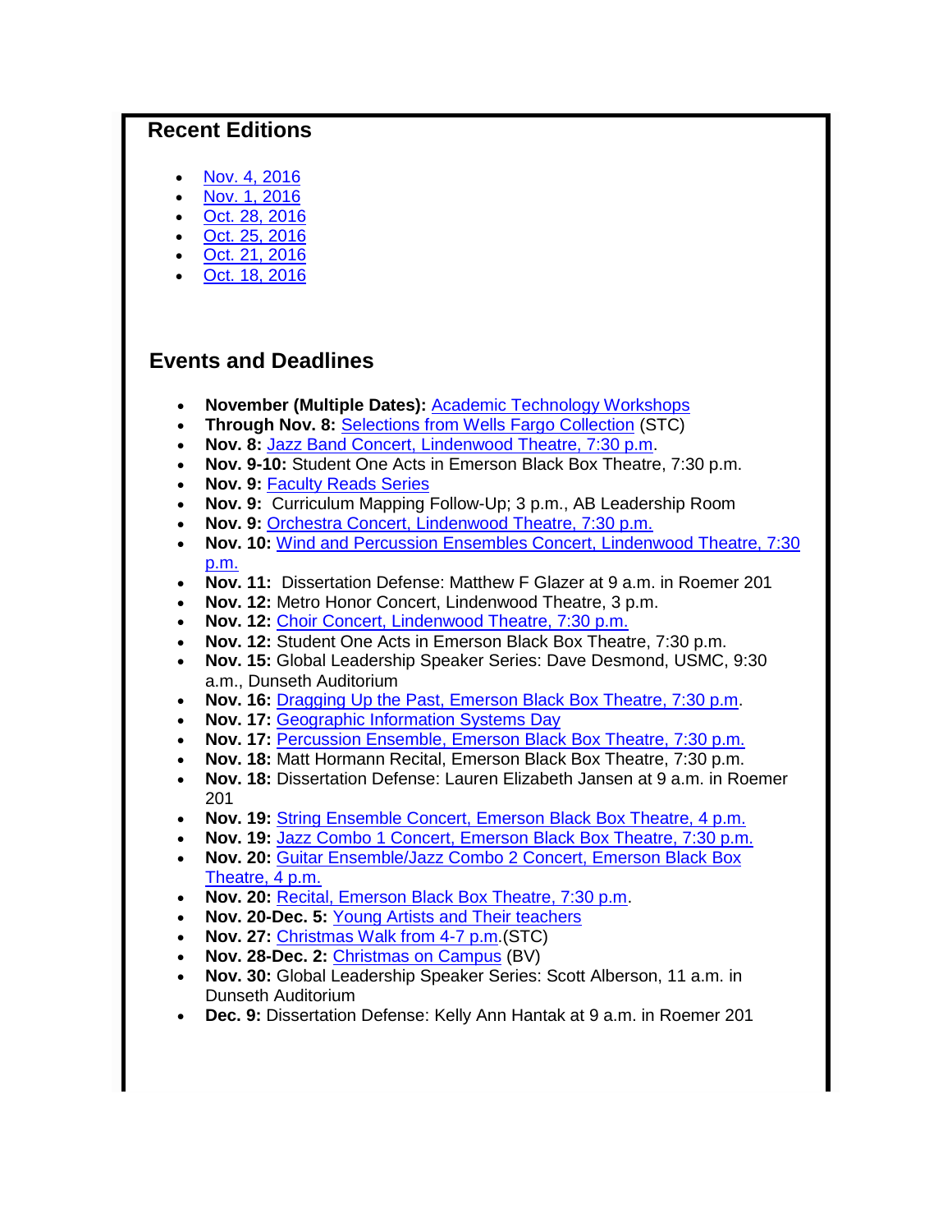## Recent Editions

- Nov. 4, 2016
- Nov. 1, 2016
- Oct. 28, 2016
- Oct. 25, 2016
- Oct. 21, 2016
- Oct. 18, 2016

## Events and Deadlines

- **November (Multiple Dates):** Academic Technology Workshops
- **Through Nov. 8:** Selections from Wells Fargo Collection (STC)
- **Nov. 8:** Jazz Band Concert, Lindenwood Theatre, 7:30 p.m.
- **Nov. 9-10:** Student One Acts in Emerson Black Box Theatre, 7:30 p.m.
- **Nov. 9:** Faculty Reads Series
- **Nov. 9:** Curriculum Mapping Follow-Up; 3 p.m., AB Leadership Room
- **Nov. 9:** Orchestra Concert, Lindenwood Theatre, 7:30 p.m.
- **Nov. 10:** Wind and Percussion Ensembles Concert, Lindenwood Theatre, 7:30 p.m.
- **Nov. 11:** Dissertation Defense: Matthew F Glazer at 9 a.m. in Roemer 201
- **Nov. 12:** Metro Honor Concert, Lindenwood Theatre, 3 p.m.
- **Nov. 12:** Choir Concert, Lindenwood Theatre, 7:30 p.m.
- **Nov. 12:** Student One Acts in Emerson Black Box Theatre, 7:30 p.m.
- **Nov. 15:** Global Leadership Speaker Series: Dave Desmond, USMC, 9:30 a.m., Dunseth Auditorium
- **Nov. 16:** Dragging Up the Past, Emerson Black Box Theatre, 7:30 p.m.
- **Nov. 17:** Geographic Information Systems Day
- **Nov. 17:** Percussion Ensemble, Emerson Black Box Theatre, 7:30 p.m.
- **Nov. 18:** Matt Hormann Recital, Emerson Black Box Theatre, 7:30 p.m.
- **Nov. 18:** Dissertation Defense: Lauren Elizabeth Jansen at 9 a.m. in Roemer 201
- **Nov. 19:** String Ensemble Concert, Emerson Black Box Theatre, 4 p.m.
- **Nov. 19:** Jazz Combo 1 Concert, Emerson Black Box Theatre, 7:30 p.m.
- **Nov. 20:** Guitar Ensemble/Jazz Combo 2 Concert, Emerson Black Box Theatre, 4 p.m.
- **Nov. 20:** Recital, Emerson Black Box Theatre, 7:30 p.m.
- **Nov. 20-Dec. 5:** Young Artists and Their teachers
- **Nov. 27:** Christmas Walk from 4-7 p.m.(STC)
- **Nov. 28-Dec. 2:** Christmas on Campus (BV)
- **Nov. 30:** Global Leadership Speaker Series: Scott Alberson, 11 a.m. in Dunseth Auditorium
- **Dec. 9:** Dissertation Defense: Kelly Ann Hantak at 9 a.m. in Roemer 201